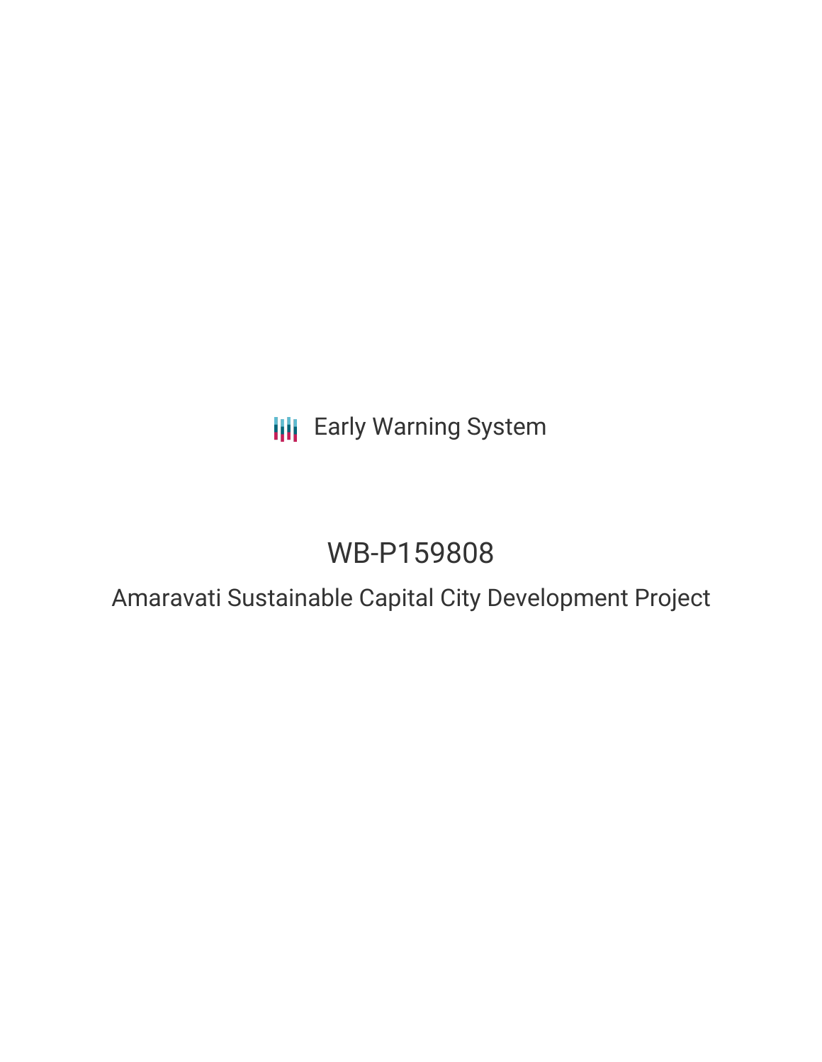Early Warning System

# WB-P159808

## Amaravati Sustainable Capital City Development Project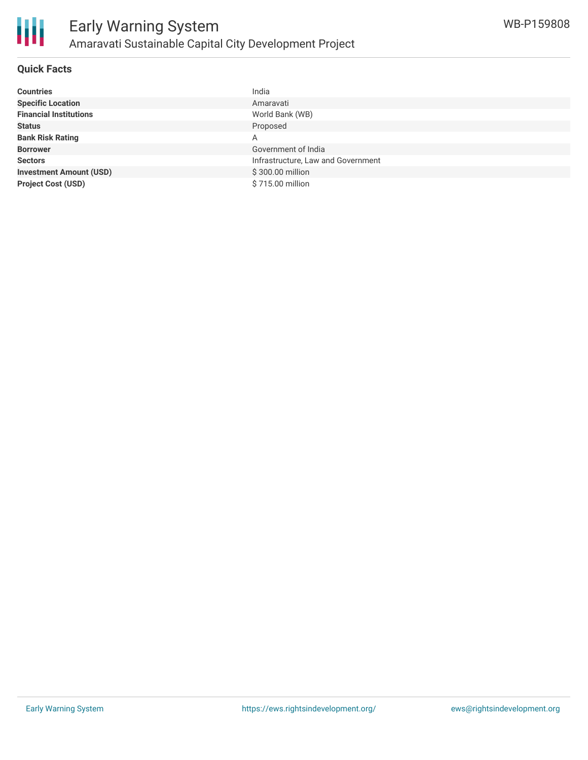## Quick Facts

| | |
|---|---|
| **Countries** | India |
| **Specific Location** | Amaravati |
| **Financial Institutions** | World Bank (WB) |
| **Status** | Proposed |
| **Bank Risk Rating** | A |
| **Borrower** | Government of India |
| **Sectors** | Infrastructure, Law and Government |
| **Investment Amount (USD)** | $ 300.00 million |
| **Project Cost (USD)** | $ 715.00 million |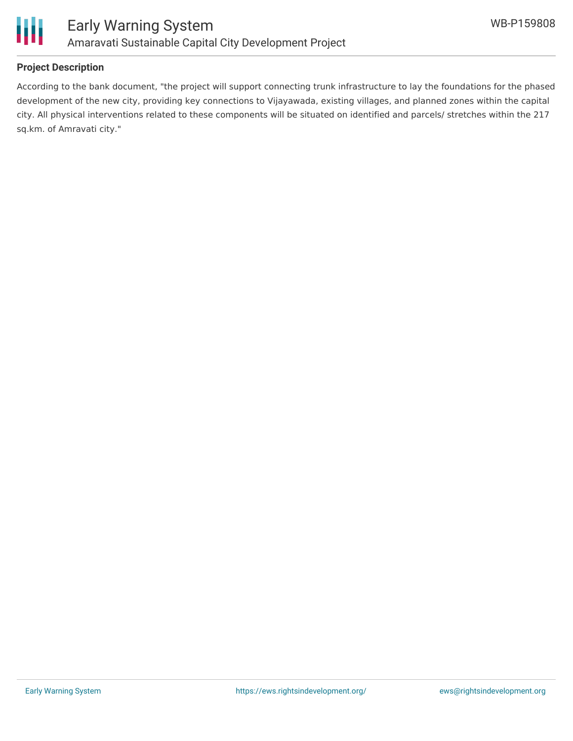## Project Description

According to the bank document, "the project will support connecting trunk infrastructure to lay the foundations for the phased development of the new city, providing key connections to Vijayawada, existing villages, and planned zones within the capital city. All physical interventions related to these components will be situated on identified and parcels/ stretches within the 217 sq.km. of Amravati city."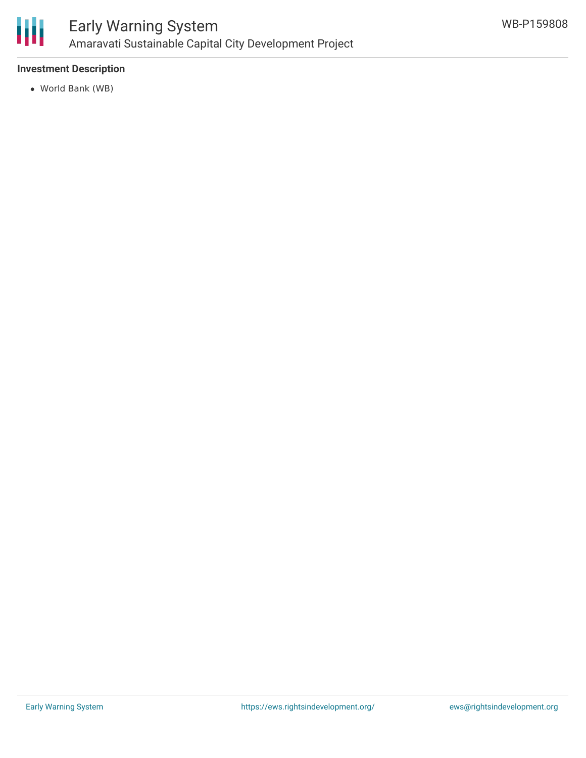**Investment Description**

- World Bank (WB)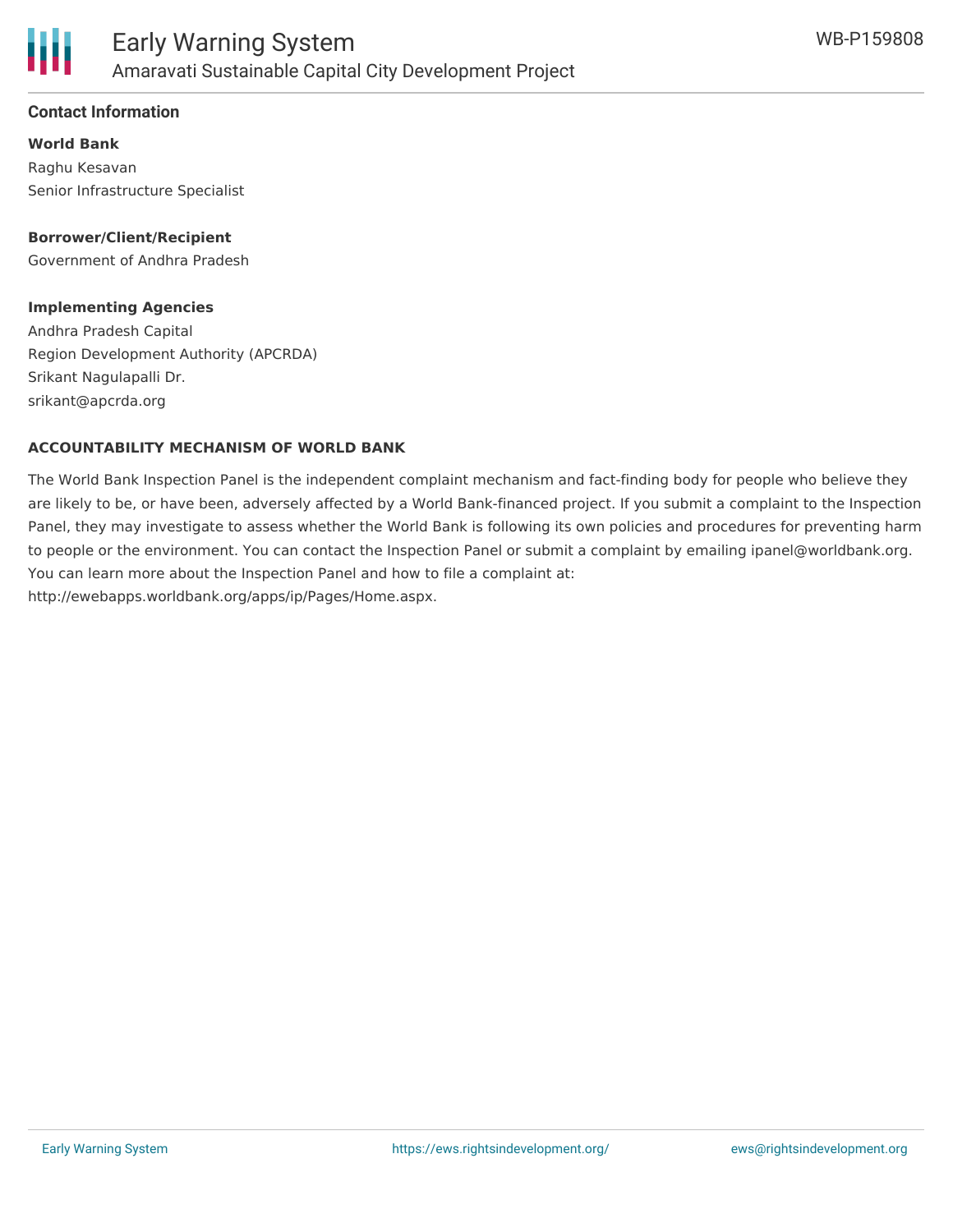## Contact Information

**World Bank**

Raghu Kesavan
Senior Infrastructure Specialist

**Borrower/Client/Recipient**

Government of Andhra Pradesh

**Implementing Agencies**

Andhra Pradesh Capital
Region Development Authority (APCRDA)
Srikant Nagulapalli Dr.
srikant@apcrda.org

**ACCOUNTABILITY MECHANISM OF WORLD BANK**

The World Bank Inspection Panel is the independent complaint mechanism and fact-finding body for people who believe they are likely to be, or have been, adversely affected by a World Bank-financed project. If you submit a complaint to the Inspection Panel, they may investigate to assess whether the World Bank is following its own policies and procedures for preventing harm to people or the environment. You can contact the Inspection Panel or submit a complaint by emailing ipanel@worldbank.org. You can learn more about the Inspection Panel and how to file a complaint at: http://ewebapps.worldbank.org/apps/ip/Pages/Home.aspx.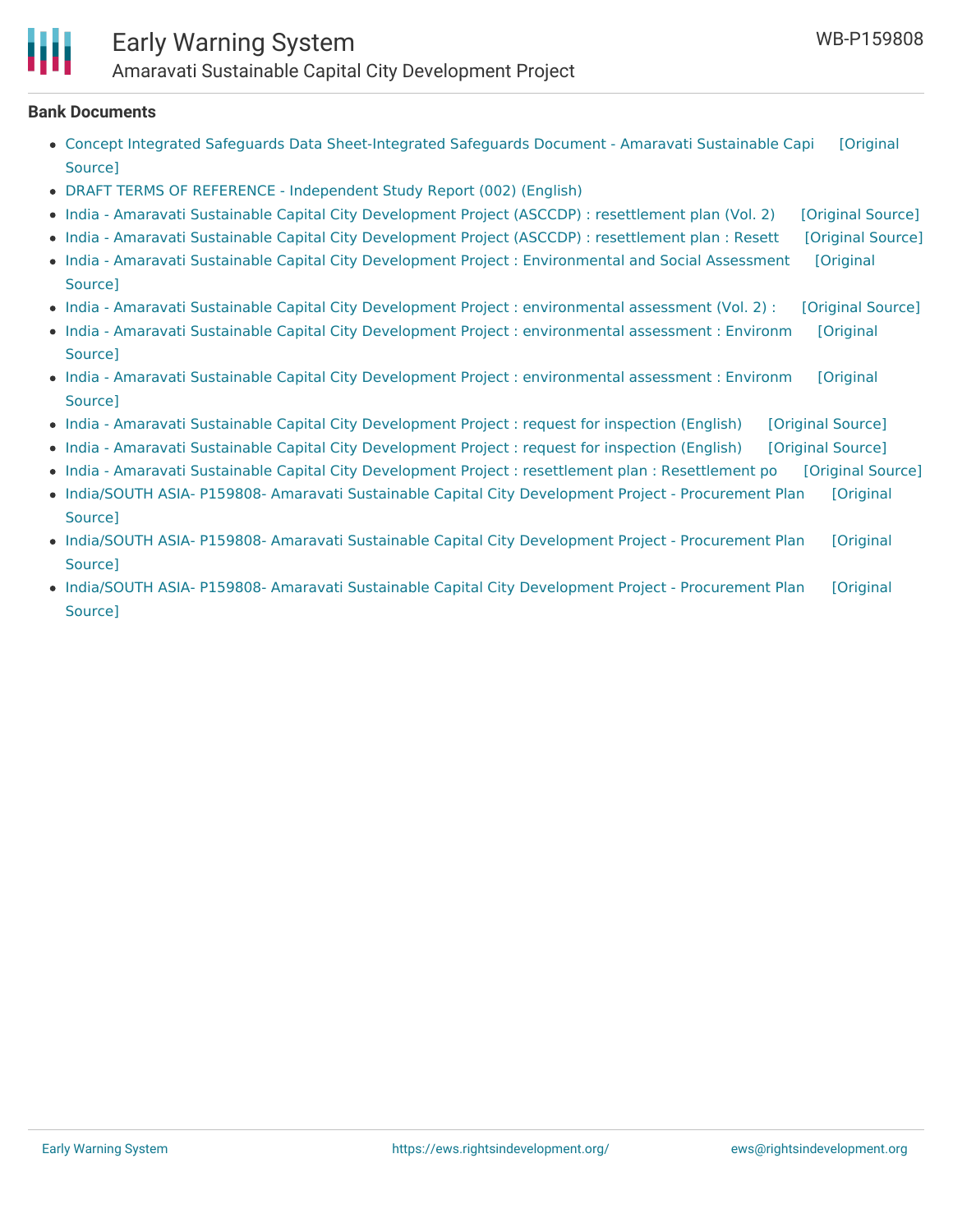### Bank Documents

- Concept Integrated Safeguards Data Sheet-Integrated Safeguards Document - Amaravati Sustainable Capi [Original Source]
- DRAFT TERMS OF REFERENCE - Independent Study Report (002) (English)
- India - Amaravati Sustainable Capital City Development Project (ASCCDP) : resettlement plan (Vol. 2) [Original Source]
- India - Amaravati Sustainable Capital City Development Project (ASCCDP) : resettlement plan : Resett [Original Source]
- India - Amaravati Sustainable Capital City Development Project : Environmental and Social Assessment [Original Source]
- India - Amaravati Sustainable Capital City Development Project : environmental assessment (Vol. 2) : [Original Source]
- India - Amaravati Sustainable Capital City Development Project : environmental assessment : Environm [Original Source]
- India - Amaravati Sustainable Capital City Development Project : environmental assessment : Environm [Original Source]
- India - Amaravati Sustainable Capital City Development Project : request for inspection (English) [Original Source]
- India - Amaravati Sustainable Capital City Development Project : request for inspection (English) [Original Source]
- India - Amaravati Sustainable Capital City Development Project : resettlement plan : Resettlement po [Original Source]
- India/SOUTH ASIA- P159808- Amaravati Sustainable Capital City Development Project - Procurement Plan [Original Source]
- India/SOUTH ASIA- P159808- Amaravati Sustainable Capital City Development Project - Procurement Plan [Original Source]
- India/SOUTH ASIA- P159808- Amaravati Sustainable Capital City Development Project - Procurement Plan [Original Source]